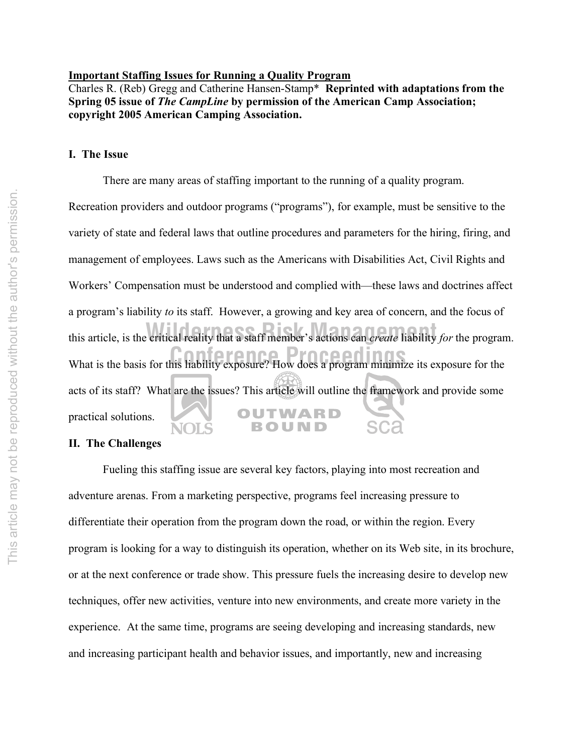**Important Staffing Issues for Running a Quality Program**

Charles R. (Reb) Gregg and Catherine Hansen-Stamp* **Reprinted with adaptations from the Spring 05 issue of *The CampLine* by permission of the American Camp Association; copyright 2005 American Camping Association.**

## I. The Issue

There are many areas of staffing important to the running of a quality program. Recreation providers and outdoor programs ("programs"), for example, must be sensitive to the variety of state and federal laws that outline procedures and parameters for the hiring, firing, and management of employees. Laws such as the Americans with Disabilities Act, Civil Rights and Workers' Compensation must be understood and complied with—these laws and doctrines affect a program's liability *to* its staff. However, a growing and key area of concern, and the focus of this article, is the critical reality that a staff member's actions can *create* liability *for* the program. What is the basis for this liability exposure? How does a program minimize its exposure for the acts of its staff? What are the issues? This article will outline the framework and provide some practical solutions.

## II. The Challenges

Fueling this staffing issue are several key factors, playing into most recreation and adventure arenas. From a marketing perspective, programs feel increasing pressure to differentiate their operation from the program down the road, or within the region. Every program is looking for a way to distinguish its operation, whether on its Web site, in its brochure, or at the next conference or trade show. This pressure fuels the increasing desire to develop new techniques, offer new activities, venture into new environments, and create more variety in the experience. At the same time, programs are seeing developing and increasing standards, new and increasing participant health and behavior issues, and importantly, new and increasing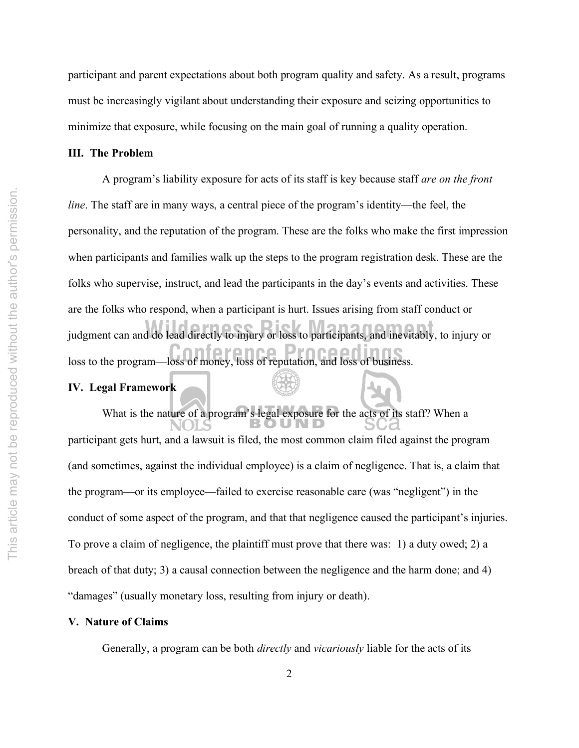participant and parent expectations about both program quality and safety. As a result, programs must be increasingly vigilant about understanding their exposure and seizing opportunities to minimize that exposure, while focusing on the main goal of running a quality operation.

## III. The Problem

A program's liability exposure for acts of its staff is key because staff *are on the front line*. The staff are in many ways, a central piece of the program's identity—the feel, the personality, and the reputation of the program. These are the folks who make the first impression when participants and families walk up the steps to the program registration desk. These are the folks who supervise, instruct, and lead the participants in the day's events and activities. These are the folks who respond, when a participant is hurt. Issues arising from staff conduct or judgment can and do lead directly to injury or loss to participants, and inevitably, to injury or loss to the program—loss of money, loss of reputation, and loss of business.

## IV. Legal Framework

What is the nature of a program's legal exposure for the acts of its staff? When a participant gets hurt, and a lawsuit is filed, the most common claim filed against the program (and sometimes, against the individual employee) is a claim of negligence. That is, a claim that the program—or its employee—failed to exercise reasonable care (was "negligent") in the conduct of some aspect of the program, and that that negligence caused the participant's injuries. To prove a claim of negligence, the plaintiff must prove that there was: 1) a duty owed; 2) a breach of that duty; 3) a causal connection between the negligence and the harm done; and 4) "damages" (usually monetary loss, resulting from injury or death).

## V. Nature of Claims

Generally, a program can be both *directly* and *vicariously* liable for the acts of its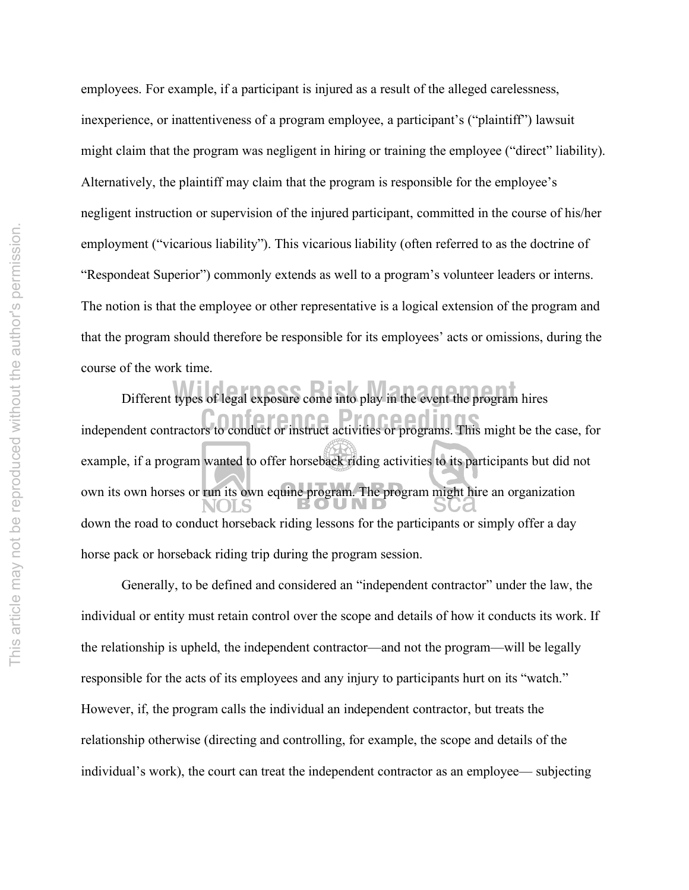employees. For example, if a participant is injured as a result of the alleged carelessness, inexperience, or inattentiveness of a program employee, a participant's ("plaintiff") lawsuit might claim that the program was negligent in hiring or training the employee ("direct" liability). Alternatively, the plaintiff may claim that the program is responsible for the employee's negligent instruction or supervision of the injured participant, committed in the course of his/her employment ("vicarious liability"). This vicarious liability (often referred to as the doctrine of "Respondeat Superior") commonly extends as well to a program's volunteer leaders or interns. The notion is that the employee or other representative is a logical extension of the program and that the program should therefore be responsible for its employees' acts or omissions, during the course of the work time.

Different types of legal exposure come into play in the event the program hires independent contractors to conduct or instruct activities or programs. This might be the case, for example, if a program wanted to offer horseback riding activities to its participants but did not own its own horses or run its own equine program. The program might hire an organization down the road to conduct horseback riding lessons for the participants or simply offer a day horse pack or horseback riding trip during the program session.

Generally, to be defined and considered an "independent contractor" under the law, the individual or entity must retain control over the scope and details of how it conducts its work. If the relationship is upheld, the independent contractor—and not the program—will be legally responsible for the acts of its employees and any injury to participants hurt on its "watch." However, if, the program calls the individual an independent contractor, but treats the relationship otherwise (directing and controlling, for example, the scope and details of the individual's work), the court can treat the independent contractor as an employee— subjecting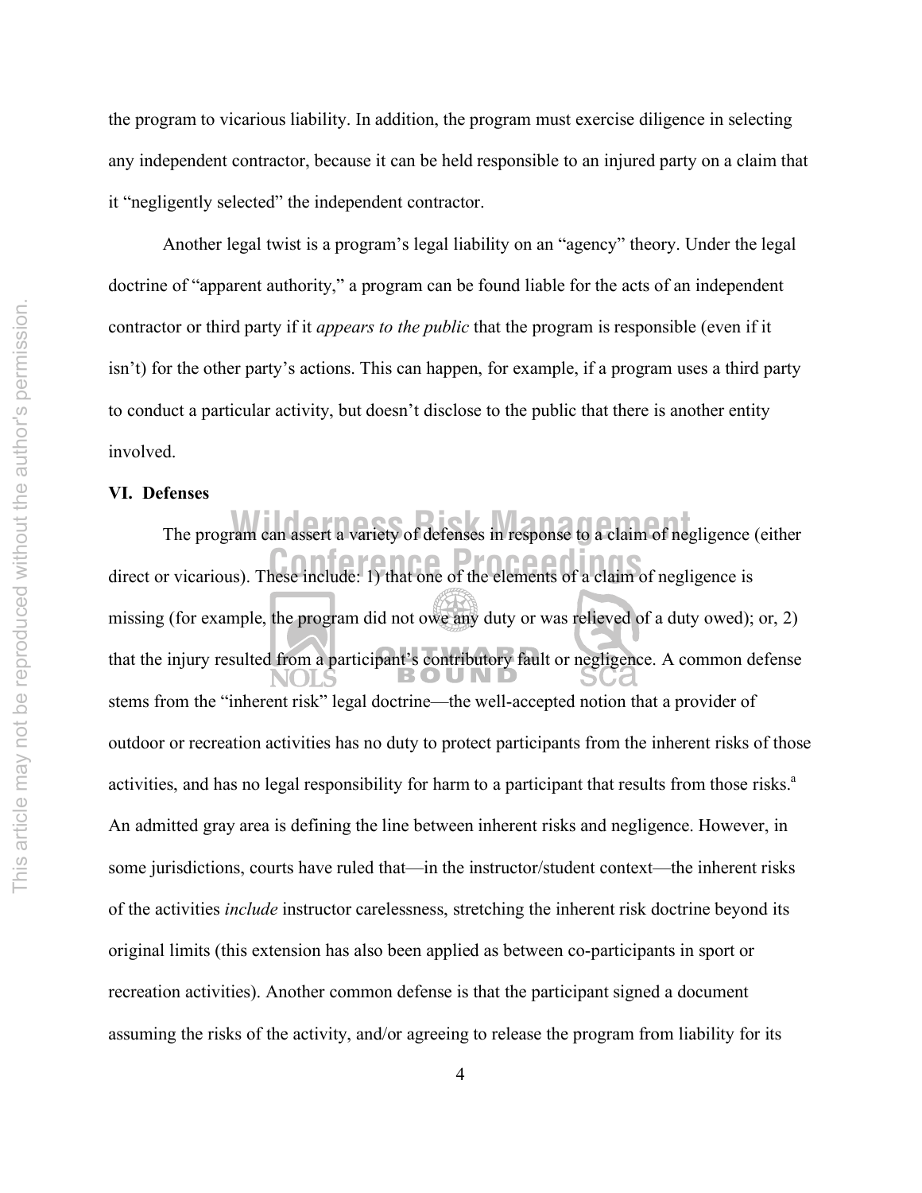the program to vicarious liability. In addition, the program must exercise diligence in selecting any independent contractor, because it can be held responsible to an injured party on a claim that it "negligently selected" the independent contractor.

Another legal twist is a program's legal liability on an "agency" theory. Under the legal doctrine of "apparent authority," a program can be found liable for the acts of an independent contractor or third party if it *appears to the public* that the program is responsible (even if it isn't) for the other party's actions. This can happen, for example, if a program uses a third party to conduct a particular activity, but doesn't disclose to the public that there is another entity involved.

**VI. Defenses**

The program can assert a variety of defenses in response to a claim of negligence (either direct or vicarious). These include: 1) that one of the elements of a claim of negligence is missing (for example, the program did not owe any duty or was relieved of a duty owed); or, 2) that the injury resulted from a participant's contributory fault or negligence. A common defense stems from the "inherent risk" legal doctrine—the well-accepted notion that a provider of outdoor or recreation activities has no duty to protect participants from the inherent risks of those activities, and has no legal responsibility for harm to a participant that results from those risks.[a] An admitted gray area is defining the line between inherent risks and negligence. However, in some jurisdictions, courts have ruled that—in the instructor/student context—the inherent risks of the activities *include* instructor carelessness, stretching the inherent risk doctrine beyond its original limits (this extension has also been applied as between co-participants in sport or recreation activities). Another common defense is that the participant signed a document assuming the risks of the activity, and/or agreeing to release the program from liability for its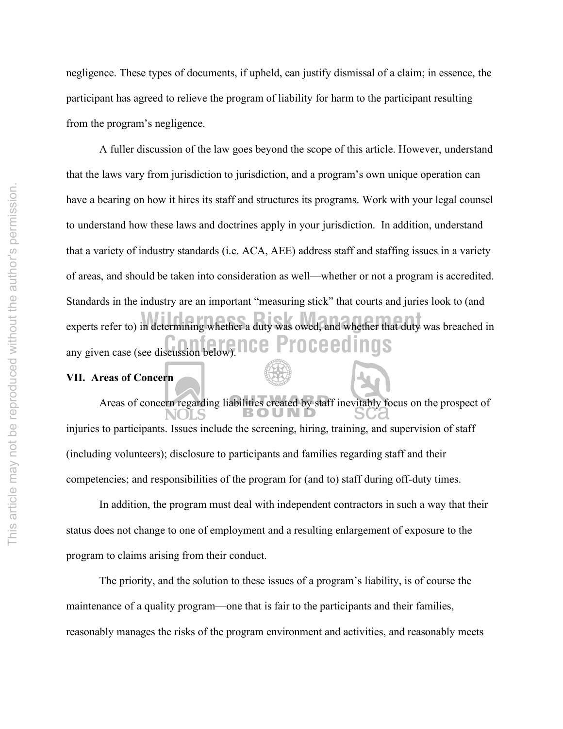negligence. These types of documents, if upheld, can justify dismissal of a claim; in essence, the participant has agreed to relieve the program of liability for harm to the participant resulting from the program's negligence.

A fuller discussion of the law goes beyond the scope of this article. However, understand that the laws vary from jurisdiction to jurisdiction, and a program's own unique operation can have a bearing on how it hires its staff and structures its programs. Work with your legal counsel to understand how these laws and doctrines apply in your jurisdiction. In addition, understand that a variety of industry standards (i.e. ACA, AEE) address staff and staffing issues in a variety of areas, and should be taken into consideration as well—whether or not a program is accredited. Standards in the industry are an important "measuring stick" that courts and juries look to (and experts refer to) in determining whether a duty was owed, and whether that duty was breached in any given case (see discussion below).

## VII. Areas of Concern

Areas of concern regarding liabilities created by staff inevitably focus on the prospect of injuries to participants. Issues include the screening, hiring, training, and supervision of staff (including volunteers); disclosure to participants and families regarding staff and their competencies; and responsibilities of the program for (and to) staff during off-duty times.

In addition, the program must deal with independent contractors in such a way that their status does not change to one of employment and a resulting enlargement of exposure to the program to claims arising from their conduct.

The priority, and the solution to these issues of a program's liability, is of course the maintenance of a quality program—one that is fair to the participants and their families, reasonably manages the risks of the program environment and activities, and reasonably meets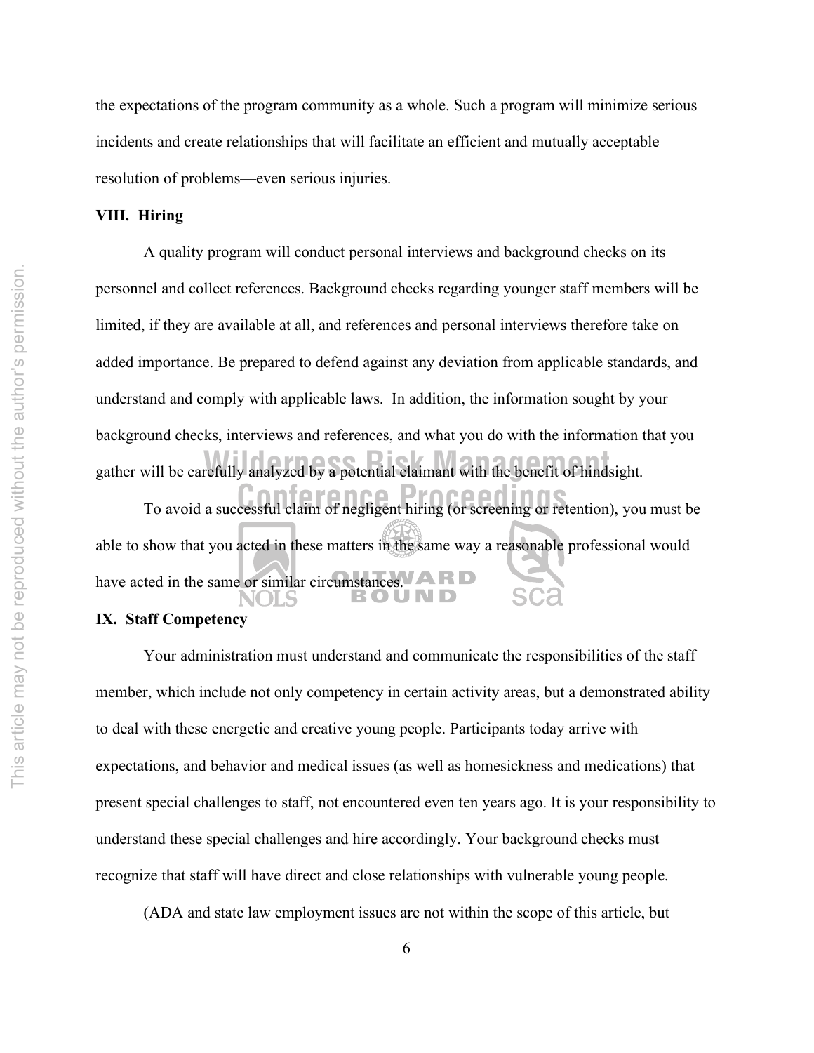the expectations of the program community as a whole. Such a program will minimize serious incidents and create relationships that will facilitate an efficient and mutually acceptable resolution of problems—even serious injuries.

**VIII. Hiring**

A quality program will conduct personal interviews and background checks on its personnel and collect references. Background checks regarding younger staff members will be limited, if they are available at all, and references and personal interviews therefore take on added importance. Be prepared to defend against any deviation from applicable standards, and understand and comply with applicable laws. In addition, the information sought by your background checks, interviews and references, and what you do with the information that you gather will be carefully analyzed by a potential claimant with the benefit of hindsight.

To avoid a successful claim of negligent hiring (or screening or retention), you must be able to show that you acted in these matters in the same way a reasonable professional would have acted in the same or similar circumstances.

**IX. Staff Competency**

Your administration must understand and communicate the responsibilities of the staff member, which include not only competency in certain activity areas, but a demonstrated ability to deal with these energetic and creative young people. Participants today arrive with expectations, and behavior and medical issues (as well as homesickness and medications) that present special challenges to staff, not encountered even ten years ago. It is your responsibility to understand these special challenges and hire accordingly. Your background checks must recognize that staff will have direct and close relationships with vulnerable young people.

(ADA and state law employment issues are not within the scope of this article, but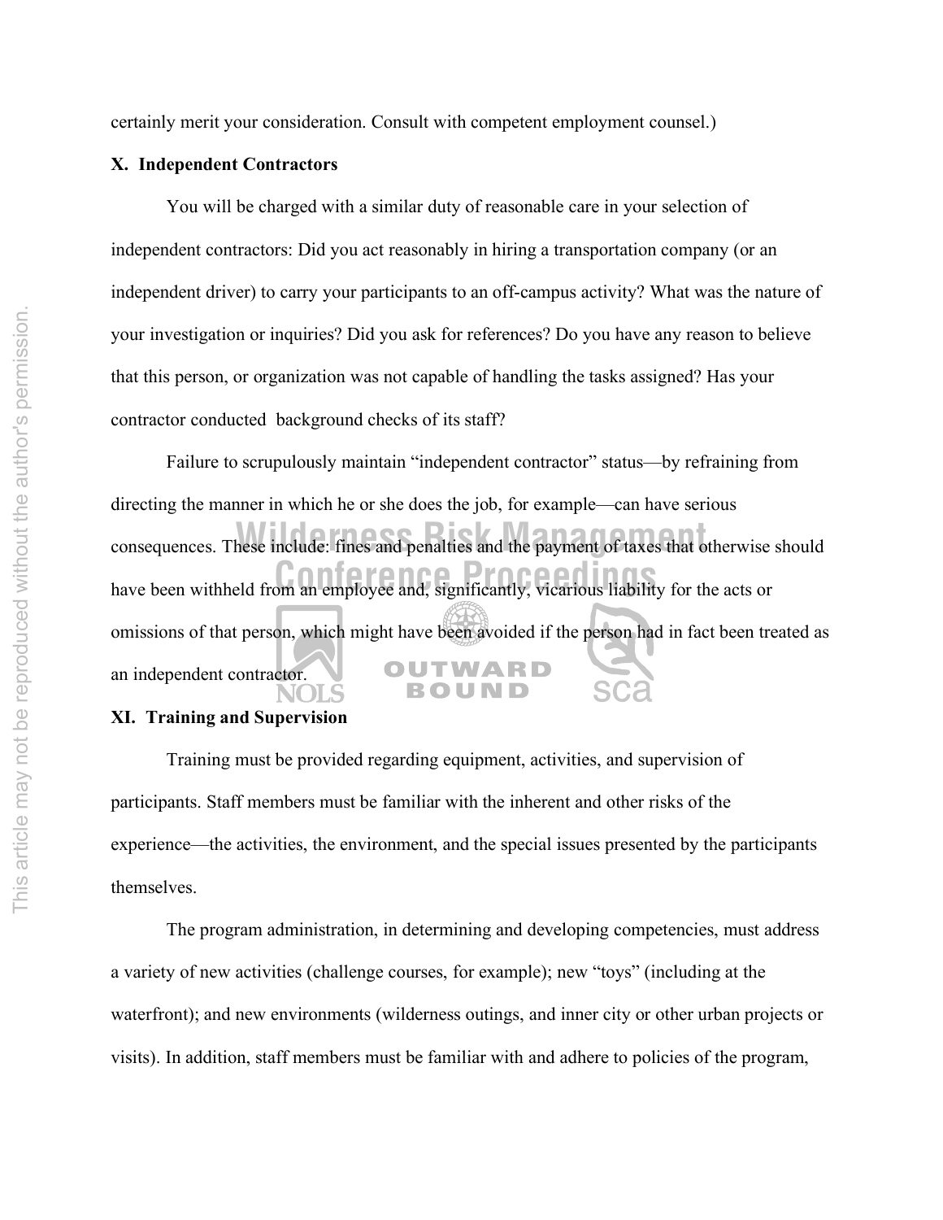certainly merit your consideration. Consult with competent employment counsel.)

**X. Independent Contractors**

You will be charged with a similar duty of reasonable care in your selection of independent contractors: Did you act reasonably in hiring a transportation company (or an independent driver) to carry your participants to an off-campus activity? What was the nature of your investigation or inquiries? Did you ask for references? Do you have any reason to believe that this person, or organization was not capable of handling the tasks assigned? Has your contractor conducted background checks of its staff?

Failure to scrupulously maintain "independent contractor" status—by refraining from directing the manner in which he or she does the job, for example—can have serious consequences. These include: fines and penalties and the payment of taxes that otherwise should have been withheld from an employee and, significantly, vicarious liability for the acts or omissions of that person, which might have been avoided if the person had in fact been treated as an independent contractor.

**XI. Training and Supervision**

Training must be provided regarding equipment, activities, and supervision of participants. Staff members must be familiar with the inherent and other risks of the experience—the activities, the environment, and the special issues presented by the participants themselves.

The program administration, in determining and developing competencies, must address a variety of new activities (challenge courses, for example); new "toys" (including at the waterfront); and new environments (wilderness outings, and inner city or other urban projects or visits). In addition, staff members must be familiar with and adhere to policies of the program,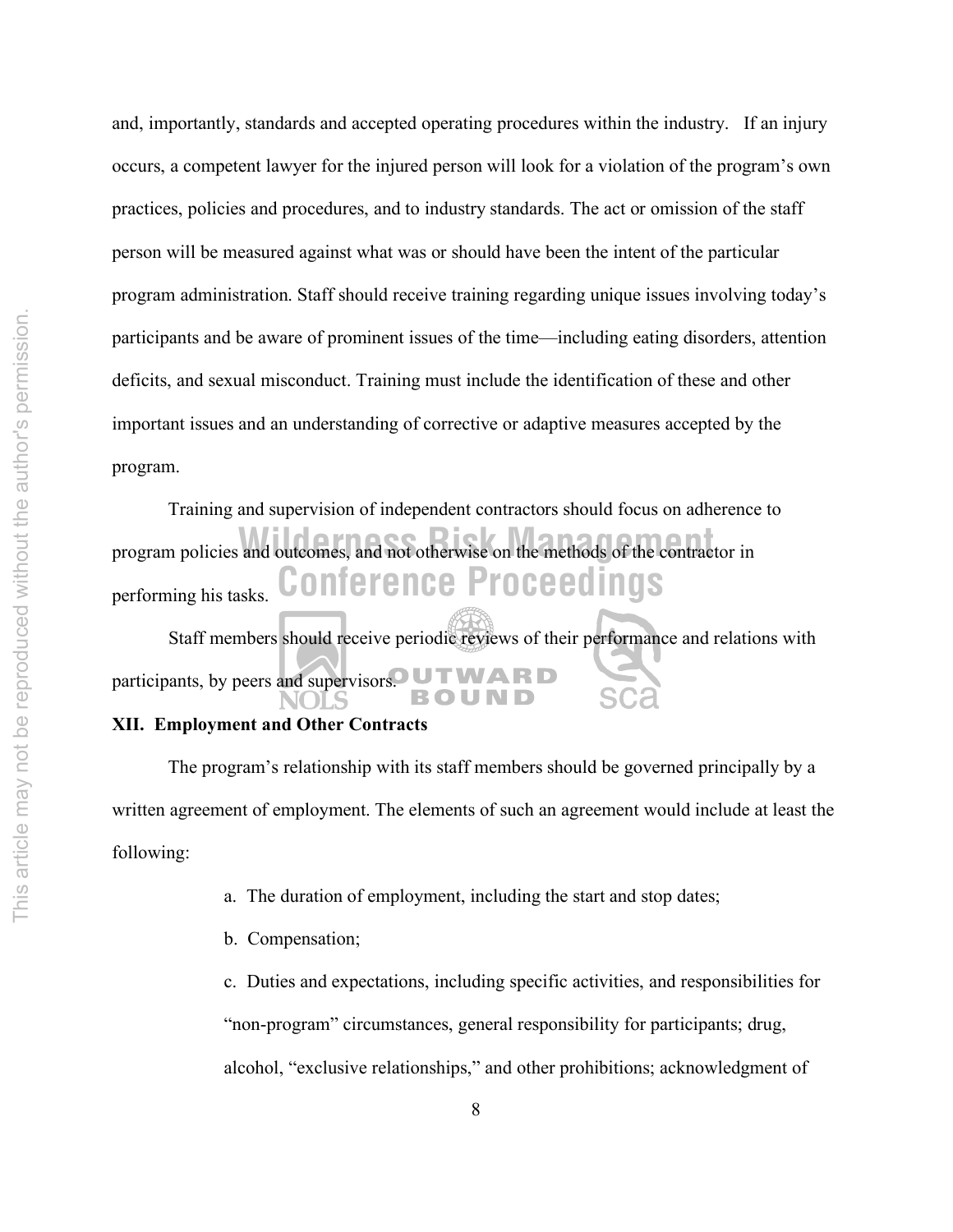and, importantly, standards and accepted operating procedures within the industry. If an injury occurs, a competent lawyer for the injured person will look for a violation of the program's own practices, policies and procedures, and to industry standards. The act or omission of the staff person will be measured against what was or should have been the intent of the particular program administration. Staff should receive training regarding unique issues involving today's participants and be aware of prominent issues of the time—including eating disorders, attention deficits, and sexual misconduct. Training must include the identification of these and other important issues and an understanding of corrective or adaptive measures accepted by the program.

Training and supervision of independent contractors should focus on adherence to program policies and outcomes, and not otherwise on the methods of the contractor in performing his tasks.

Staff members should receive periodic reviews of their performance and relations with participants, by peers and supervisors.

**XII. Employment and Other Contracts**

The program's relationship with its staff members should be governed principally by a written agreement of employment. The elements of such an agreement would include at least the following:

a. The duration of employment, including the start and stop dates;

b. Compensation;

c. Duties and expectations, including specific activities, and responsibilities for "non-program" circumstances, general responsibility for participants; drug, alcohol, "exclusive relationships," and other prohibitions; acknowledgment of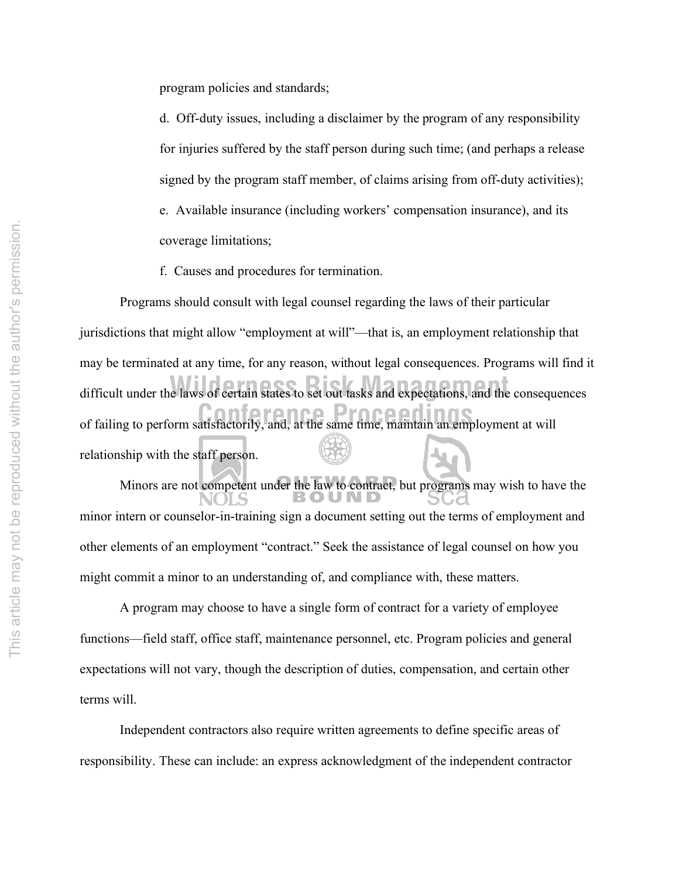program policies and standards;

d. Off-duty issues, including a disclaimer by the program of any responsibility for injuries suffered by the staff person during such time; (and perhaps a release signed by the program staff member, of claims arising from off-duty activities);

e. Available insurance (including workers' compensation insurance), and its coverage limitations;

f. Causes and procedures for termination.

Programs should consult with legal counsel regarding the laws of their particular jurisdictions that might allow "employment at will"—that is, an employment relationship that may be terminated at any time, for any reason, without legal consequences. Programs will find it difficult under the laws of certain states to set out tasks and expectations, and the consequences of failing to perform satisfactorily, and, at the same time, maintain an employment at will relationship with the staff person.

Minors are not competent under the law to contract, but programs may wish to have the minor intern or counselor-in-training sign a document setting out the terms of employment and other elements of an employment "contract." Seek the assistance of legal counsel on how you might commit a minor to an understanding of, and compliance with, these matters.

A program may choose to have a single form of contract for a variety of employee functions—field staff, office staff, maintenance personnel, etc. Program policies and general expectations will not vary, though the description of duties, compensation, and certain other terms will.

Independent contractors also require written agreements to define specific areas of responsibility. These can include: an express acknowledgment of the independent contractor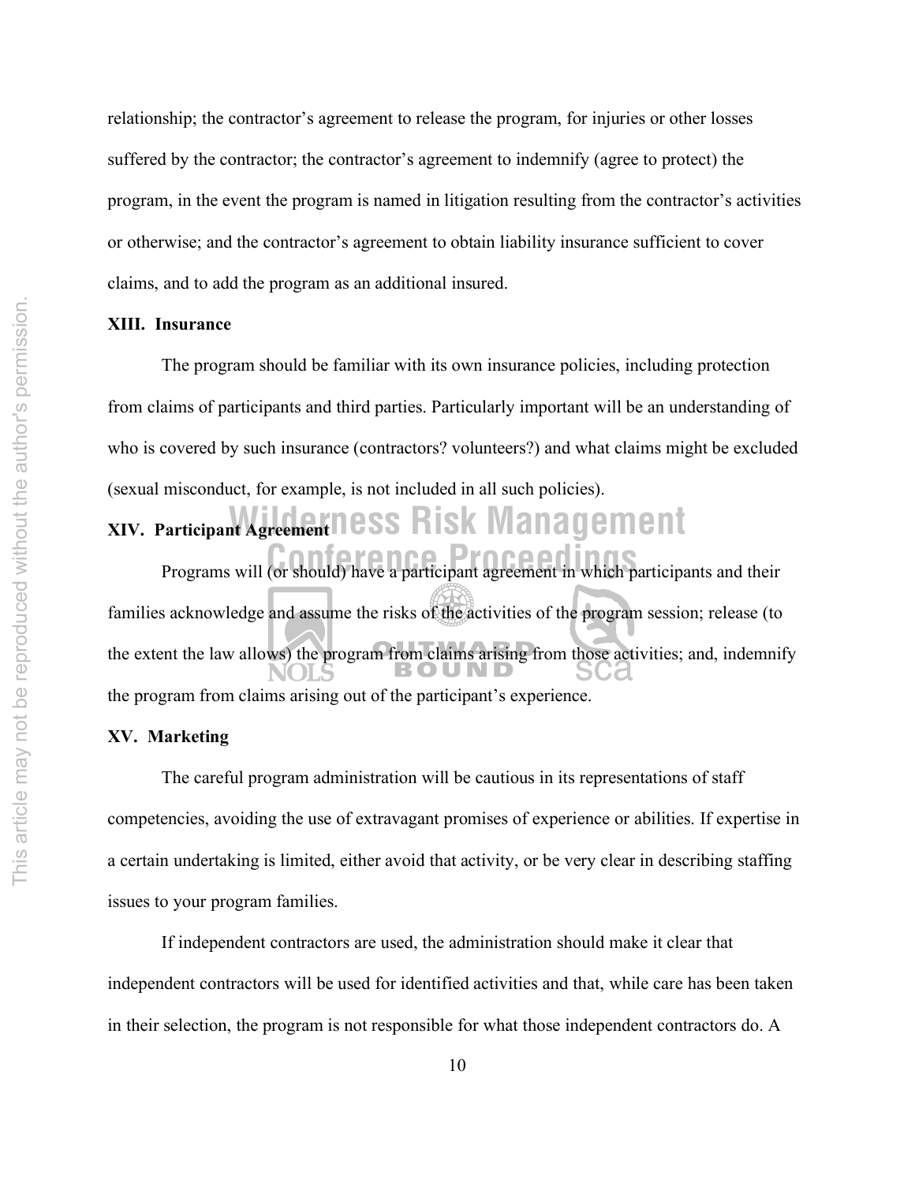relationship; the contractor's agreement to release the program, for injuries or other losses suffered by the contractor; the contractor's agreement to indemnify (agree to protect) the program, in the event the program is named in litigation resulting from the contractor's activities or otherwise; and the contractor's agreement to obtain liability insurance sufficient to cover claims, and to add the program as an additional insured.

## XIII. Insurance

The program should be familiar with its own insurance policies, including protection from claims of participants and third parties. Particularly important will be an understanding of who is covered by such insurance (contractors? volunteers?) and what claims might be excluded (sexual misconduct, for example, is not included in all such policies).

## XIV. Participant Agreement

Programs will (or should) have a participant agreement in which participants and their families acknowledge and assume the risks of the activities of the program session; release (to the extent the law allows) the program from claims arising from those activities; and, indemnify the program from claims arising out of the participant's experience.

## XV. Marketing

The careful program administration will be cautious in its representations of staff competencies, avoiding the use of extravagant promises of experience or abilities. If expertise in a certain undertaking is limited, either avoid that activity, or be very clear in describing staffing issues to your program families.

If independent contractors are used, the administration should make it clear that independent contractors will be used for identified activities and that, while care has been taken in their selection, the program is not responsible for what those independent contractors do. A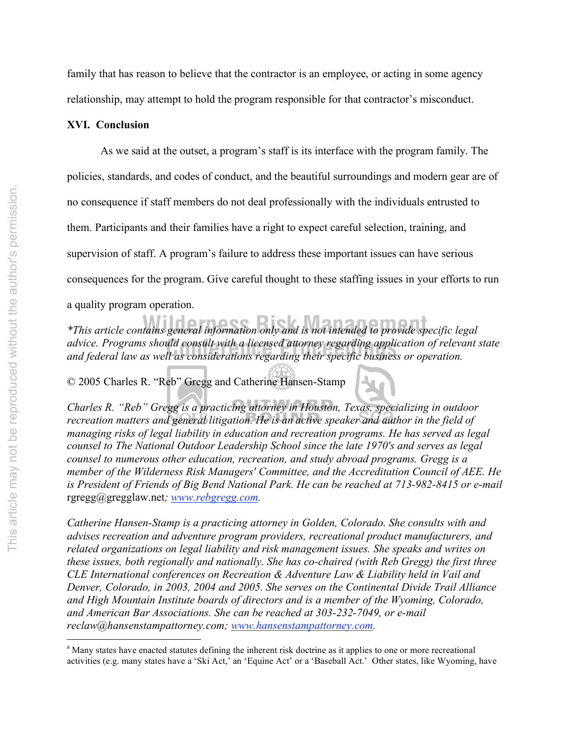family that has reason to believe that the contractor is an employee, or acting in some agency relationship, may attempt to hold the program responsible for that contractor's misconduct.

## XVI. Conclusion

As we said at the outset, a program's staff is its interface with the program family. The policies, standards, and codes of conduct, and the beautiful surroundings and modern gear are of no consequence if staff members do not deal professionally with the individuals entrusted to them. Participants and their families have a right to expect careful selection, training, and supervision of staff. A program's failure to address these important issues can have serious consequences for the program. Give careful thought to these staffing issues in your efforts to run a quality program operation.

*\*This article contains general information only and is not intended to provide specific legal advice. Programs should consult with a licensed attorney regarding application of relevant state and federal law as well as considerations regarding their specific business or operation.*

© 2005 Charles R. "Reb" Gregg and Catherine Hansen-Stamp

*Charles R. "Reb" Gregg is a practicing attorney in Houston, Texas, specializing in outdoor recreation matters and general litigation. He is an active speaker and author in the field of managing risks of legal liability in education and recreation programs. He has served as legal counsel to The National Outdoor Leadership School since the late 1970's and serves as legal counsel to numerous other education, recreation, and study abroad programs. Gregg is a member of the Wilderness Risk Managers' Committee, and the Accreditation Council of AEE. He is President of Friends of Big Bend National Park. He can be reached at 713-982-8415 or e-mail* rgregg@gregglaw.net*; [www.rebgregg.com](http://www.rebgregg.com).*

*Catherine Hansen-Stamp is a practicing attorney in Golden, Colorado. She consults with and advises recreation and adventure program providers, recreational product manufacturers, and related organizations on legal liability and risk management issues. She speaks and writes on these issues, both regionally and nationally. She has co-chaired (with Reb Gregg) the first three CLE International conferences on Recreation & Adventure Law & Liability held in Vail and Denver, Colorado, in 2003, 2004 and 2005. She serves on the Continental Divide Trail Alliance and High Mountain Institute boards of directors and is a member of the Wyoming, Colorado, and American Bar Associations. She can be reached at 303-232-7049, or e-mail reclaw@hansenstampattorney.com; [www.hansenstampattorney.com](http://www.hansenstampattorney.com).*

---

[a] Many states have enacted statutes defining the inherent risk doctrine as it applies to one or more recreational activities (e.g. many states have a 'Ski Act,' an 'Equine Act' or a 'Baseball Act.' Other states, like Wyoming, have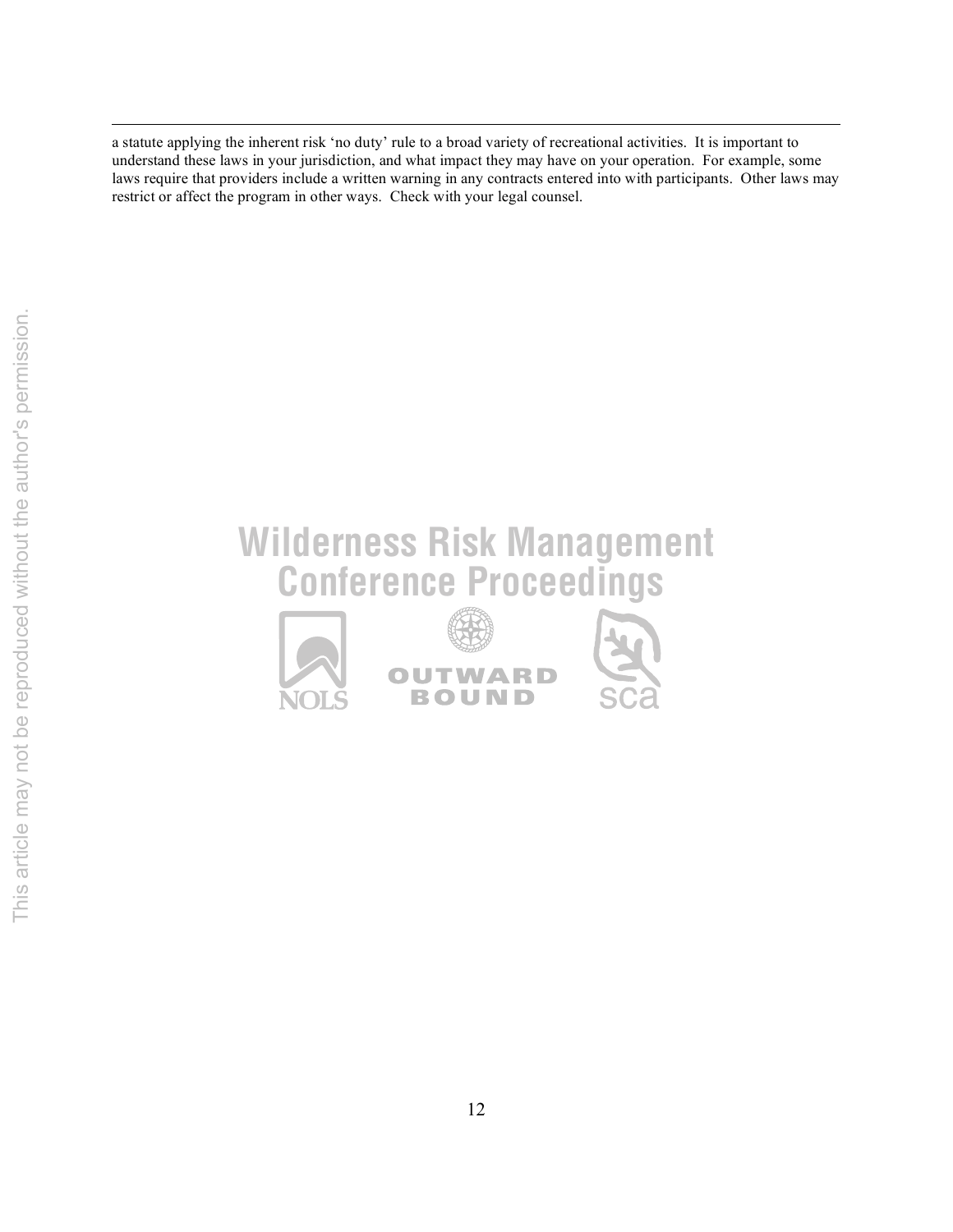a statute applying the inherent risk 'no duty' rule to a broad variety of recreational activities. It is important to understand these laws in your jurisdiction, and what impact they may have on your operation. For example, some laws require that providers include a written warning in any contracts entered into with participants. Other laws may restrict or affect the program in other ways. Check with your legal counsel.